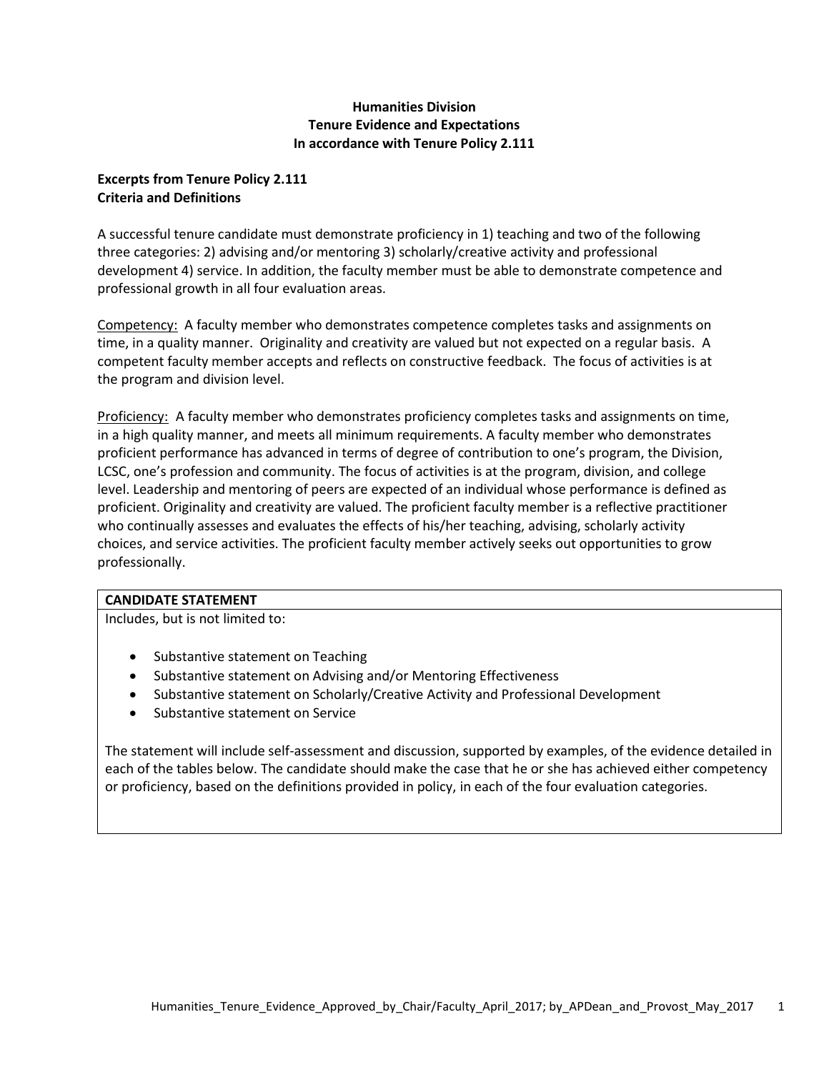# Humanities Division
## Tenure Evidence and Expectations
## In accordance with Tenure Policy 2.111

### Excerpts from Tenure Policy 2.111
### Criteria and Definitions

A successful tenure candidate must demonstrate proficiency in 1) teaching and two of the following three categories: 2) advising and/or mentoring 3) scholarly/creative activity and professional development 4) service. In addition, the faculty member must be able to demonstrate competence and professional growth in all four evaluation areas.

Competency: A faculty member who demonstrates competence completes tasks and assignments on time, in a quality manner. Originality and creativity are valued but not expected on a regular basis. A competent faculty member accepts and reflects on constructive feedback. The focus of activities is at the program and division level.

Proficiency: A faculty member who demonstrates proficiency completes tasks and assignments on time, in a high quality manner, and meets all minimum requirements. A faculty member who demonstrates proficient performance has advanced in terms of degree of contribution to one's program, the Division, LCSC, one's profession and community. The focus of activities is at the program, division, and college level. Leadership and mentoring of peers are expected of an individual whose performance is defined as proficient. Originality and creativity are valued. The proficient faculty member is a reflective practitioner who continually assesses and evaluates the effects of his/her teaching, advising, scholarly activity choices, and service activities. The proficient faculty member actively seeks out opportunities to grow professionally.

| **CANDIDATE STATEMENT** |
|---|
| Includes, but is not limited to:<br><br>• Substantive statement on Teaching<br>• Substantive statement on Advising and/or Mentoring Effectiveness<br>• Substantive statement on Scholarly/Creative Activity and Professional Development<br>• Substantive statement on Service<br><br>The statement will include self-assessment and discussion, supported by examples, of the evidence detailed in each of the tables below. The candidate should make the case that he or she has achieved either competency or proficiency, based on the definitions provided in policy, in each of the four evaluation categories. |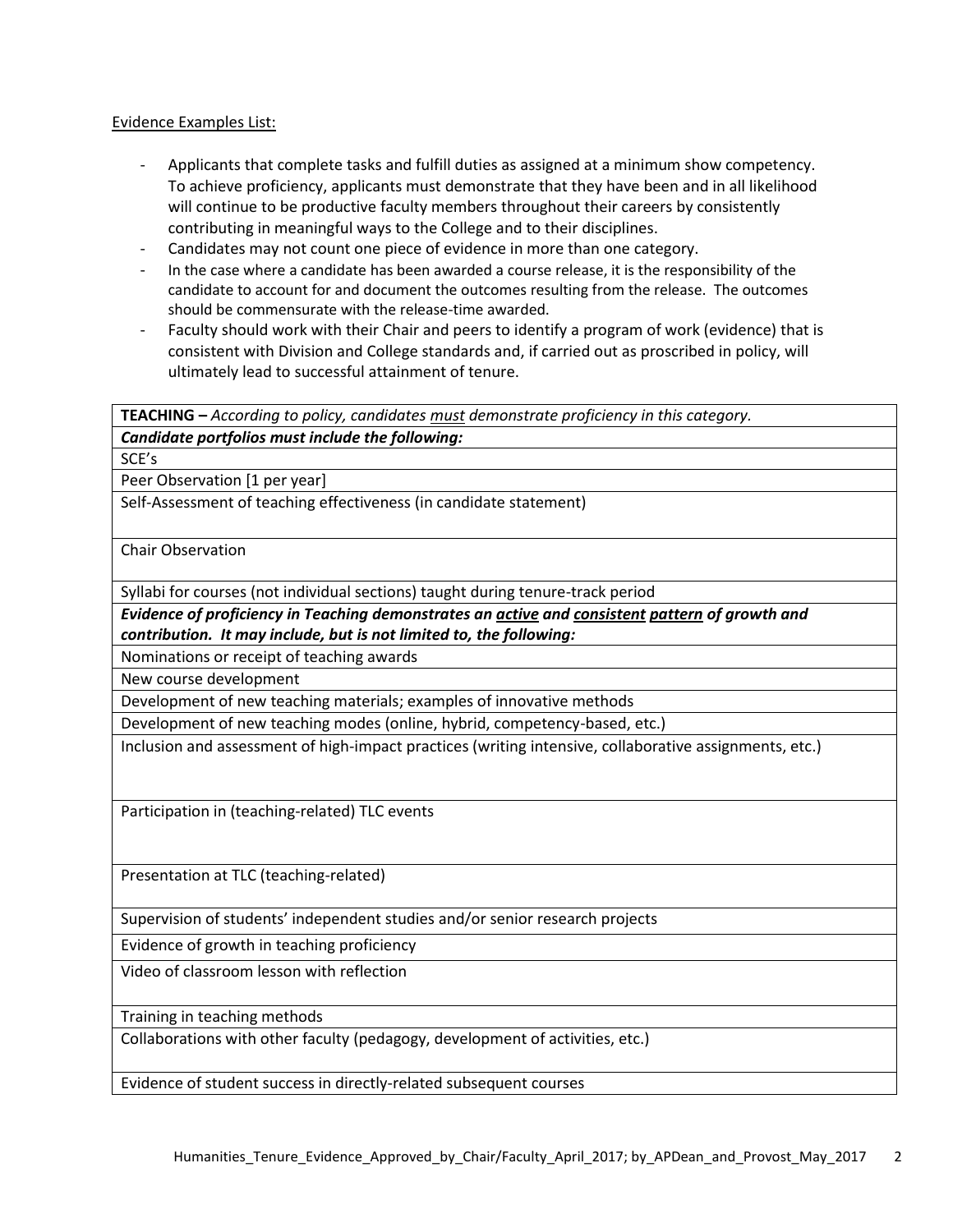Evidence Examples List:

- Applicants that complete tasks and fulfill duties as assigned at a minimum show competency. To achieve proficiency, applicants must demonstrate that they have been and in all likelihood will continue to be productive faculty members throughout their careers by consistently contributing in meaningful ways to the College and to their disciplines.
- Candidates may not count one piece of evidence in more than one category.
- In the case where a candidate has been awarded a course release, it is the responsibility of the candidate to account for and document the outcomes resulting from the release. The outcomes should be commensurate with the release-time awarded.
- Faculty should work with their Chair and peers to identify a program of work (evidence) that is consistent with Division and College standards and, if carried out as proscribed in policy, will ultimately lead to successful attainment of tenure.

| **TEACHING –** *According to policy, candidates must demonstrate proficiency in this category.* |
|---|
| ***Candidate portfolios must include the following:*** |
| SCE's |
| Peer Observation [1 per year] |
| Self-Assessment of teaching effectiveness (in candidate statement) |
| Chair Observation |
| Syllabi for courses (not individual sections) taught during tenure-track period |
| ***Evidence of proficiency in Teaching demonstrates an active and consistent pattern of growth and contribution. It may include, but is not limited to, the following:*** |
| Nominations or receipt of teaching awards |
| New course development |
| Development of new teaching materials; examples of innovative methods |
| Development of new teaching modes (online, hybrid, competency-based, etc.) |
| Inclusion and assessment of high-impact practices (writing intensive, collaborative assignments, etc.) |
| Participation in (teaching-related) TLC events |
| Presentation at TLC (teaching-related) |
| Supervision of students' independent studies and/or senior research projects |
| Evidence of growth in teaching proficiency |
| Video of classroom lesson with reflection |
| Training in teaching methods |
| Collaborations with other faculty (pedagogy, development of activities, etc.) |
| Evidence of student success in directly-related subsequent courses |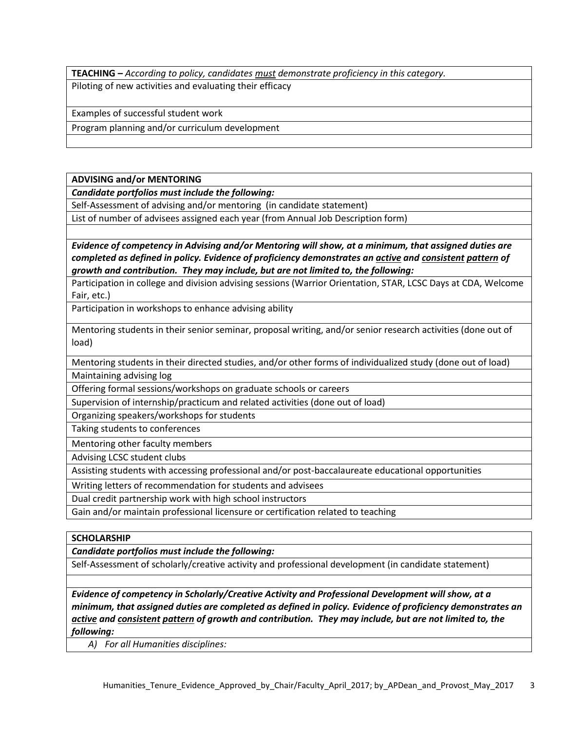| **TEACHING –** *According to policy, candidates must demonstrate proficiency in this category.* |
|---|
| Piloting of new activities and evaluating their efficacy |
| Examples of successful student work |
| Program planning and/or curriculum development |
| |

| **ADVISING and/or MENTORING** |
|---|
| ***Candidate portfolios must include the following:*** |
| Self-Assessment of advising and/or mentoring (in candidate statement) |
| List of number of advisees assigned each year (from Annual Job Description form) |
| |
| ***Evidence of competency in Advising and/or Mentoring will show, at a minimum, that assigned duties are completed as defined in policy. Evidence of proficiency demonstrates an active and consistent pattern of growth and contribution. They may include, but are not limited to, the following:*** |
| Participation in college and division advising sessions (Warrior Orientation, STAR, LCSC Days at CDA, Welcome Fair, etc.) |
| Participation in workshops to enhance advising ability |
| Mentoring students in their senior seminar, proposal writing, and/or senior research activities (done out of load) |
| Mentoring students in their directed studies, and/or other forms of individualized study (done out of load) |
| Maintaining advising log |
| Offering formal sessions/workshops on graduate schools or careers |
| Supervision of internship/practicum and related activities (done out of load) |
| Organizing speakers/workshops for students |
| Taking students to conferences |
| Mentoring other faculty members |
| Advising LCSC student clubs |
| Assisting students with accessing professional and/or post-baccalaureate educational opportunities |
| Writing letters of recommendation for students and advisees |
| Dual credit partnership work with high school instructors |
| Gain and/or maintain professional licensure or certification related to teaching |

| **SCHOLARSHIP** |
|---|
| ***Candidate portfolios must include the following:*** |
| Self-Assessment of scholarly/creative activity and professional development (in candidate statement) |
| |
| ***Evidence of competency in Scholarly/Creative Activity and Professional Development will show, at a minimum, that assigned duties are completed as defined in policy. Evidence of proficiency demonstrates an active and consistent pattern of growth and contribution. They may include, but are not limited to, the following:*** |
| *A) For all Humanities disciplines:* |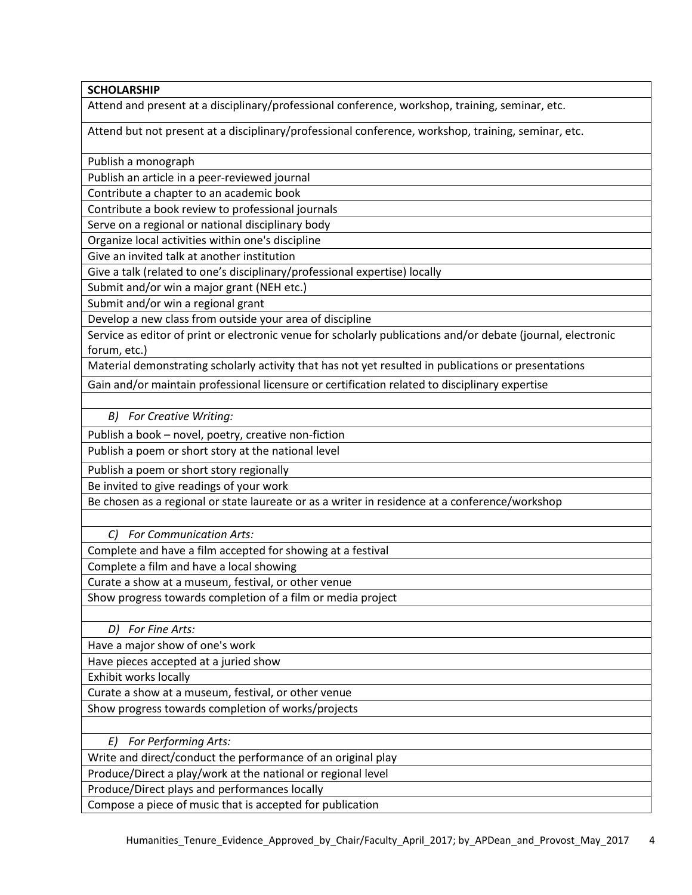| **SCHOLARSHIP** |
|---|
| Attend and present at a disciplinary/professional conference, workshop, training, seminar, etc. |
| Attend but not present at a disciplinary/professional conference, workshop, training, seminar, etc. |
| Publish a monograph |
| Publish an article in a peer-reviewed journal |
| Contribute a chapter to an academic book |
| Contribute a book review to professional journals |
| Serve on a regional or national disciplinary body |
| Organize local activities within one's discipline |
| Give an invited talk at another institution |
| Give a talk (related to one's disciplinary/professional expertise) locally |
| Submit and/or win a major grant (NEH etc.) |
| Submit and/or win a regional grant |
| Develop a new class from outside your area of discipline |
| Service as editor of print or electronic venue for scholarly publications and/or debate (journal, electronic forum, etc.) |
| Material demonstrating scholarly activity that has not yet resulted in publications or presentations |
| Gain and/or maintain professional licensure or certification related to disciplinary expertise |
| |
| *B) For Creative Writing:* |
| Publish a book – novel, poetry, creative non-fiction |
| Publish a poem or short story at the national level |
| Publish a poem or short story regionally |
| Be invited to give readings of your work |
| Be chosen as a regional or state laureate or as a writer in residence at a conference/workshop |
| |
| *C) For Communication Arts:* |
| Complete and have a film accepted for showing at a festival |
| Complete a film and have a local showing |
| Curate a show at a museum, festival, or other venue |
| Show progress towards completion of a film or media project |
| |
| *D) For Fine Arts:* |
| Have a major show of one's work |
| Have pieces accepted at a juried show |
| Exhibit works locally |
| Curate a show at a museum, festival, or other venue |
| Show progress towards completion of works/projects |
| |
| *E) For Performing Arts:* |
| Write and direct/conduct the performance of an original play |
| Produce/Direct a play/work at the national or regional level |
| Produce/Direct plays and performances locally |
| Compose a piece of music that is accepted for publication |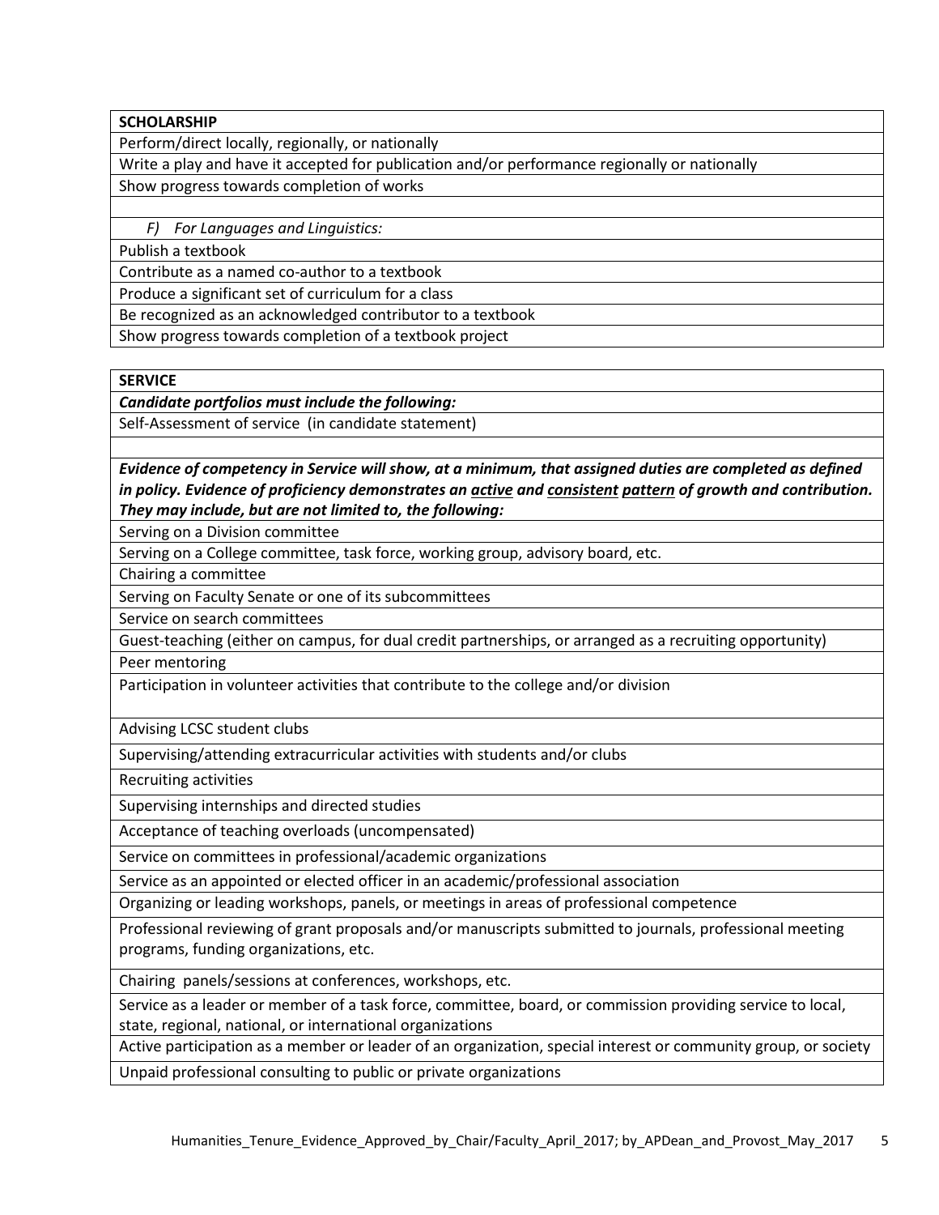| SCHOLARSHIP |
|---|
| Perform/direct locally, regionally, or nationally |
| Write a play and have it accepted for publication and/or performance regionally or nationally |
| Show progress towards completion of works |
| |
| *F) For Languages and Linguistics:* |
| Publish a textbook |
| Contribute as a named co-author to a textbook |
| Produce a significant set of curriculum for a class |
| Be recognized as an acknowledged contributor to a textbook |
| Show progress towards completion of a textbook project |

| SERVICE |
|---|
| ***Candidate portfolios must include the following:*** |
| Self-Assessment of service (in candidate statement) |
| |
| ***Evidence of competency in Service will show, at a minimum, that assigned duties are completed as defined in policy. Evidence of proficiency demonstrates an active and consistent pattern of growth and contribution. They may include, but are not limited to, the following:*** |
| Serving on a Division committee |
| Serving on a College committee, task force, working group, advisory board, etc. |
| Chairing a committee |
| Serving on Faculty Senate or one of its subcommittees |
| Service on search committees |
| Guest-teaching (either on campus, for dual credit partnerships, or arranged as a recruiting opportunity) |
| Peer mentoring |
| Participation in volunteer activities that contribute to the college and/or division |
| Advising LCSC student clubs |
| Supervising/attending extracurricular activities with students and/or clubs |
| Recruiting activities |
| Supervising internships and directed studies |
| Acceptance of teaching overloads (uncompensated) |
| Service on committees in professional/academic organizations |
| Service as an appointed or elected officer in an academic/professional association |
| Organizing or leading workshops, panels, or meetings in areas of professional competence |
| Professional reviewing of grant proposals and/or manuscripts submitted to journals, professional meeting programs, funding organizations, etc. |
| Chairing panels/sessions at conferences, workshops, etc. |
| Service as a leader or member of a task force, committee, board, or commission providing service to local, state, regional, national, or international organizations |
| Active participation as a member or leader of an organization, special interest or community group, or society |
| Unpaid professional consulting to public or private organizations |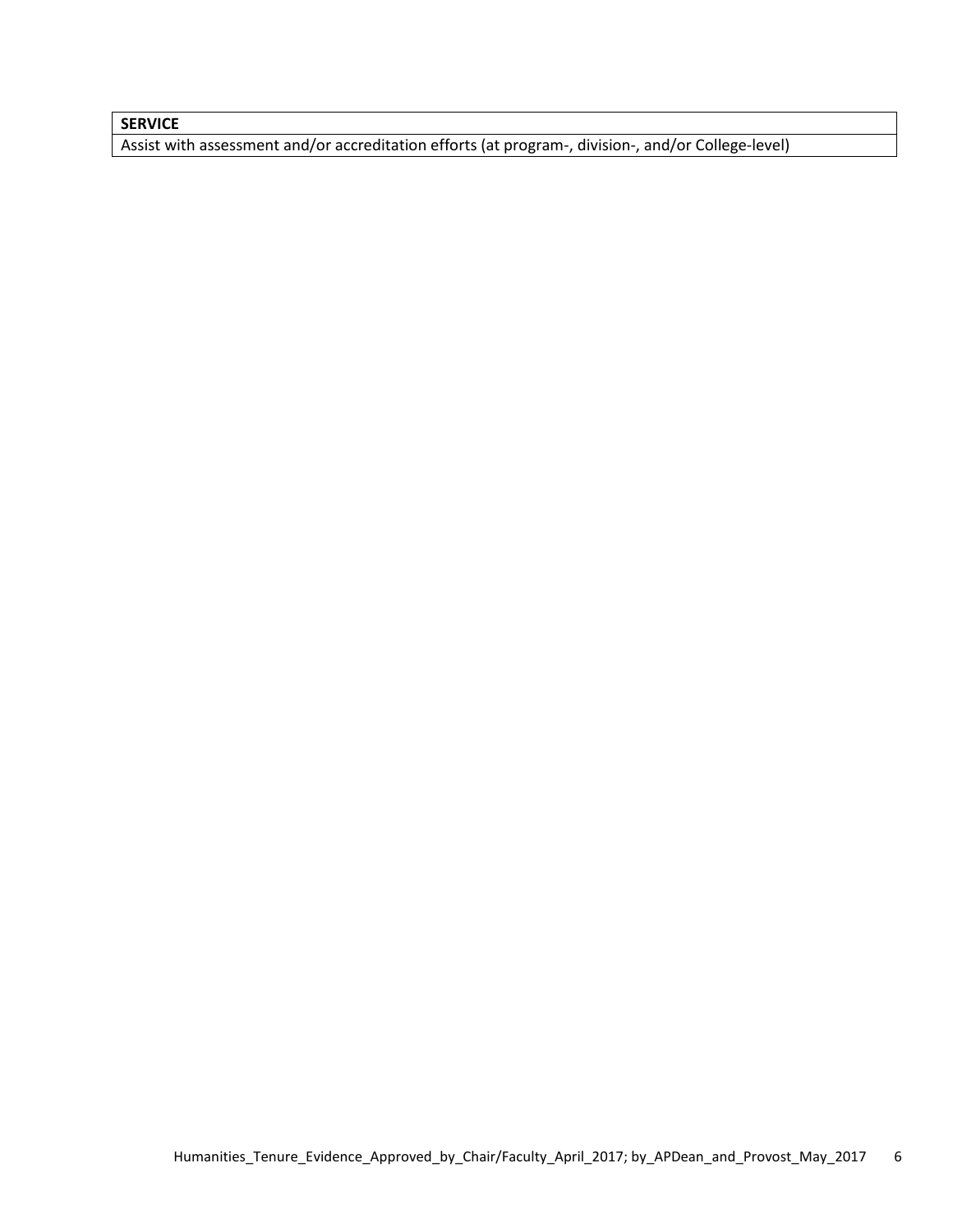| SERVICE |
| --- |
| Assist with assessment and/or accreditation efforts (at program-, division-, and/or College-level) |